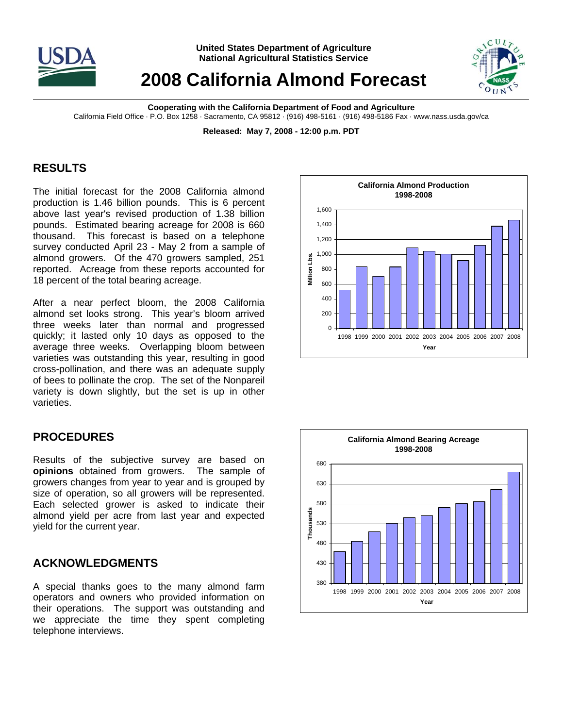United States Department of Agriculture
National Agricultural Statistics Service

# 2008 California Almond Forecast

**Cooperating with the California Department of Food and Agriculture**
California Field Office · P.O. Box 1258 · Sacramento, CA 95812 · (916) 498-5161 · (916) 498-5186 Fax · www.nass.usda.gov/ca

**Released: May 7, 2008 - 12:00 p.m. PDT**

## RESULTS

The initial forecast for the 2008 California almond production is 1.46 billion pounds. This is 6 percent above last year's revised production of 1.38 billion pounds. Estimated bearing acreage for 2008 is 660 thousand. This forecast is based on a telephone survey conducted April 23 - May 2 from a sample of almond growers. Of the 470 growers sampled, 251 reported. Acreage from these reports accounted for 18 percent of the total bearing acreage.

After a near perfect bloom, the 2008 California almond set looks strong. This year's bloom arrived three weeks later than normal and progressed quickly; it lasted only 10 days as opposed to the average three weeks. Overlapping bloom between varieties was outstanding this year, resulting in good cross-pollination, and there was an adequate supply of bees to pollinate the crop. The set of the Nonpareil variety is down slightly, but the set is up in other varieties.

## PROCEDURES

Results of the subjective survey are based on **opinions** obtained from growers. The sample of growers changes from year to year and is grouped by size of operation, so all growers will be represented. Each selected grower is asked to indicate their almond yield per acre from last year and expected yield for the current year.

## ACKNOWLEDGMENTS

A special thanks goes to the many almond farm operators and owners who provided information on their operations. The support was outstanding and we appreciate the time they spent completing telephone interviews.

**California Almond Production 1998-2008**

(Chart: Million Lbs. by Year, 1998–2008)

**California Almond Bearing Acreage 1998-2008**

(Chart: Thousands by Year, 1998–2008)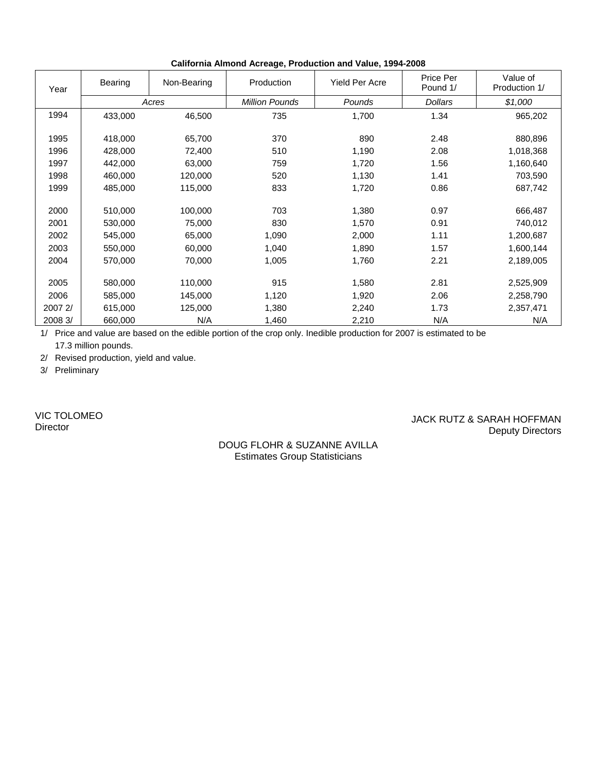**California Almond Acreage, Production and Value, 1994-2008**

| Year | Bearing | Non-Bearing | Production | Yield Per Acre | Price Per Pound 1/ | Value of Production 1/ |
|---|---|---|---|---|---|---|
| | *Acres* | | *Million Pounds* | *Pounds* | *Dollars* | *$1,000* |
| 1994 | 433,000 | 46,500 | 735 | 1,700 | 1.34 | 965,202 |
| 1995 | 418,000 | 65,700 | 370 | 890 | 2.48 | 880,896 |
| 1996 | 428,000 | 72,400 | 510 | 1,190 | 2.08 | 1,018,368 |
| 1997 | 442,000 | 63,000 | 759 | 1,720 | 1.56 | 1,160,640 |
| 1998 | 460,000 | 120,000 | 520 | 1,130 | 1.41 | 703,590 |
| 1999 | 485,000 | 115,000 | 833 | 1,720 | 0.86 | 687,742 |
| 2000 | 510,000 | 100,000 | 703 | 1,380 | 0.97 | 666,487 |
| 2001 | 530,000 | 75,000 | 830 | 1,570 | 0.91 | 740,012 |
| 2002 | 545,000 | 65,000 | 1,090 | 2,000 | 1.11 | 1,200,687 |
| 2003 | 550,000 | 60,000 | 1,040 | 1,890 | 1.57 | 1,600,144 |
| 2004 | 570,000 | 70,000 | 1,005 | 1,760 | 2.21 | 2,189,005 |
| 2005 | 580,000 | 110,000 | 915 | 1,580 | 2.81 | 2,525,909 |
| 2006 | 585,000 | 145,000 | 1,120 | 1,920 | 2.06 | 2,258,790 |
| 2007 2/ | 615,000 | 125,000 | 1,380 | 2,240 | 1.73 | 2,357,471 |
| 2008 3/ | 660,000 | N/A | 1,460 | 2,210 | N/A | N/A |

1/ Price and value are based on the edible portion of the crop only. Inedible production for 2007 is estimated to be 17.3 million pounds.

2/ Revised production, yield and value.

3/ Preliminary

VIC TOLOMEO
Director

JACK RUTZ & SARAH HOFFMAN
Deputy Directors

DOUG FLOHR & SUZANNE AVILLA
Estimates Group Statisticians